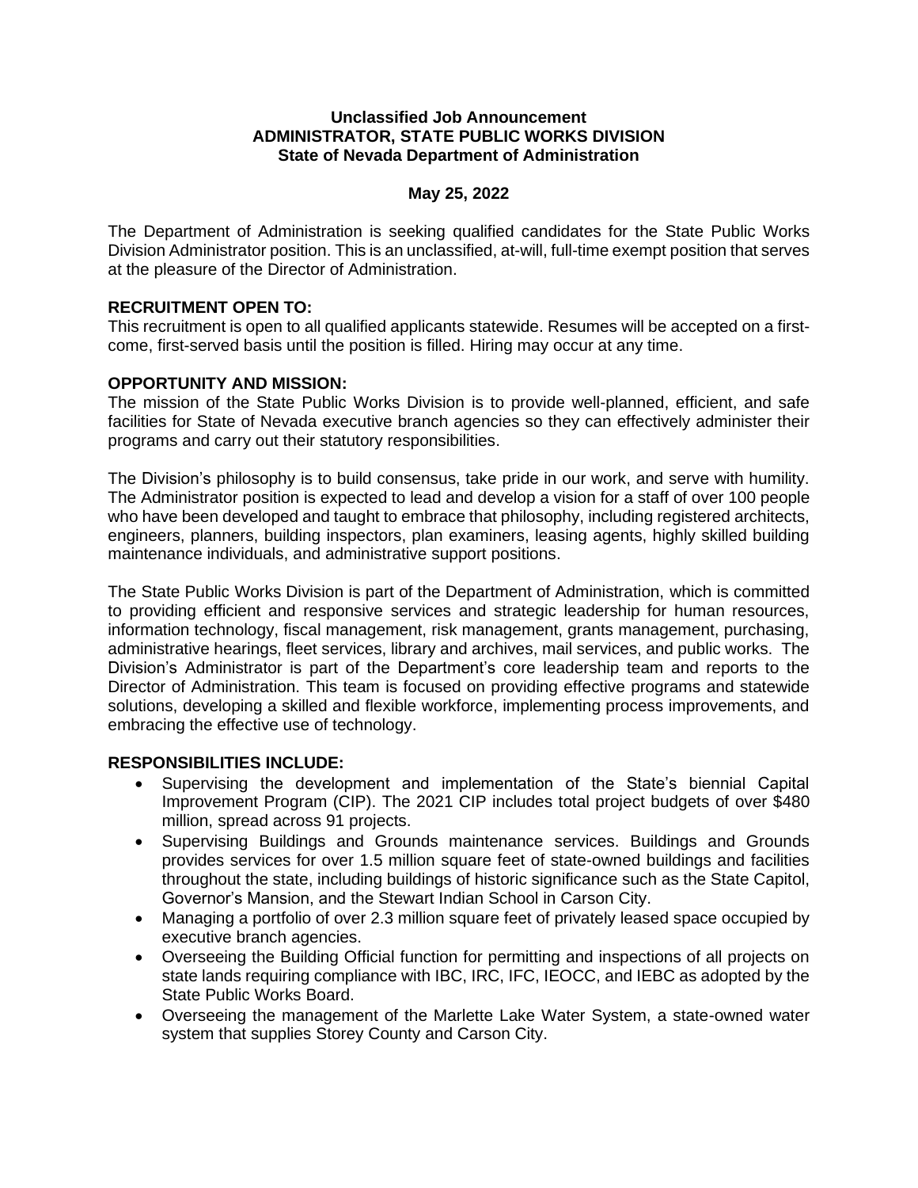**Unclassified Job Announcement**
**ADMINISTRATOR, STATE PUBLIC WORKS DIVISION**
**State of Nevada Department of Administration**

**May 25, 2022**

The Department of Administration is seeking qualified candidates for the State Public Works Division Administrator position. This is an unclassified, at-will, full-time exempt position that serves at the pleasure of the Director of Administration.

**RECRUITMENT OPEN TO:**
This recruitment is open to all qualified applicants statewide. Resumes will be accepted on a first-come, first-served basis until the position is filled. Hiring may occur at any time.

**OPPORTUNITY AND MISSION:**
The mission of the State Public Works Division is to provide well-planned, efficient, and safe facilities for State of Nevada executive branch agencies so they can effectively administer their programs and carry out their statutory responsibilities.

The Division's philosophy is to build consensus, take pride in our work, and serve with humility. The Administrator position is expected to lead and develop a vision for a staff of over 100 people who have been developed and taught to embrace that philosophy, including registered architects, engineers, planners, building inspectors, plan examiners, leasing agents, highly skilled building maintenance individuals, and administrative support positions.

The State Public Works Division is part of the Department of Administration, which is committed to providing efficient and responsive services and strategic leadership for human resources, information technology, fiscal management, risk management, grants management, purchasing, administrative hearings, fleet services, library and archives, mail services, and public works. The Division's Administrator is part of the Department's core leadership team and reports to the Director of Administration. This team is focused on providing effective programs and statewide solutions, developing a skilled and flexible workforce, implementing process improvements, and embracing the effective use of technology.

**RESPONSIBILITIES INCLUDE:**

- Supervising the development and implementation of the State's biennial Capital Improvement Program (CIP). The 2021 CIP includes total project budgets of over $480 million, spread across 91 projects.
- Supervising Buildings and Grounds maintenance services. Buildings and Grounds provides services for over 1.5 million square feet of state-owned buildings and facilities throughout the state, including buildings of historic significance such as the State Capitol, Governor's Mansion, and the Stewart Indian School in Carson City.
- Managing a portfolio of over 2.3 million square feet of privately leased space occupied by executive branch agencies.
- Overseeing the Building Official function for permitting and inspections of all projects on state lands requiring compliance with IBC, IRC, IFC, IEOCC, and IEBC as adopted by the State Public Works Board.
- Overseeing the management of the Marlette Lake Water System, a state-owned water system that supplies Storey County and Carson City.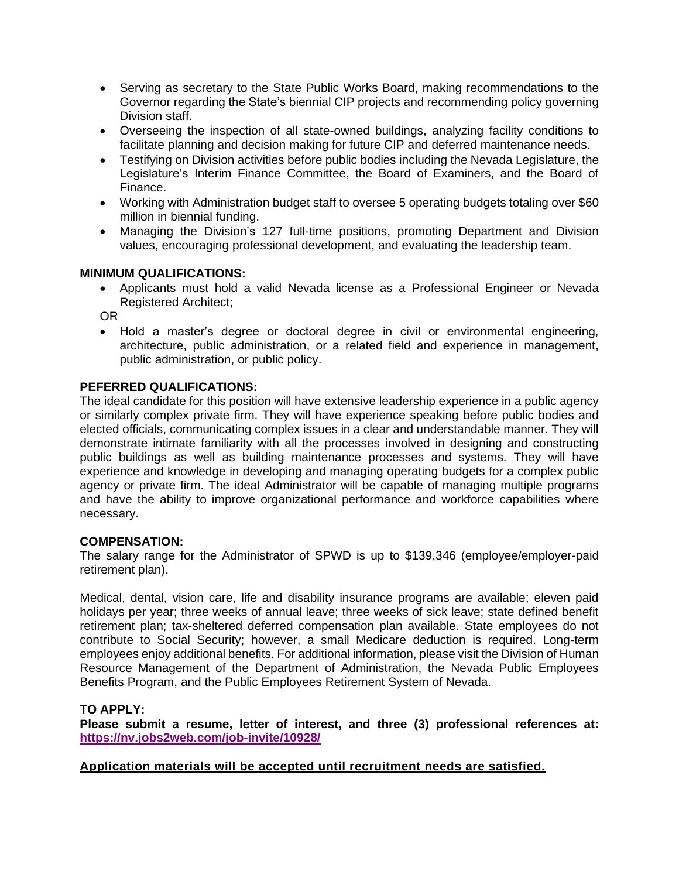- Serving as secretary to the State Public Works Board, making recommendations to the Governor regarding the State's biennial CIP projects and recommending policy governing Division staff.
- Overseeing the inspection of all state-owned buildings, analyzing facility conditions to facilitate planning and decision making for future CIP and deferred maintenance needs.
- Testifying on Division activities before public bodies including the Nevada Legislature, the Legislature's Interim Finance Committee, the Board of Examiners, and the Board of Finance.
- Working with Administration budget staff to oversee 5 operating budgets totaling over $60 million in biennial funding.
- Managing the Division's 127 full-time positions, promoting Department and Division values, encouraging professional development, and evaluating the leadership team.

**MINIMUM QUALIFICATIONS:**

- Applicants must hold a valid Nevada license as a Professional Engineer or Nevada Registered Architect;

OR

- Hold a master's degree or doctoral degree in civil or environmental engineering, architecture, public administration, or a related field and experience in management, public administration, or public policy.

**PEFERRED QUALIFICATIONS:**

The ideal candidate for this position will have extensive leadership experience in a public agency or similarly complex private firm. They will have experience speaking before public bodies and elected officials, communicating complex issues in a clear and understandable manner. They will demonstrate intimate familiarity with all the processes involved in designing and constructing public buildings as well as building maintenance processes and systems. They will have experience and knowledge in developing and managing operating budgets for a complex public agency or private firm. The ideal Administrator will be capable of managing multiple programs and have the ability to improve organizational performance and workforce capabilities where necessary.

**COMPENSATION:**

The salary range for the Administrator of SPWD is up to $139,346 (employee/employer-paid retirement plan).

Medical, dental, vision care, life and disability insurance programs are available; eleven paid holidays per year; three weeks of annual leave; three weeks of sick leave; state defined benefit retirement plan; tax-sheltered deferred compensation plan available. State employees do not contribute to Social Security; however, a small Medicare deduction is required. Long-term employees enjoy additional benefits. For additional information, please visit the Division of Human Resource Management of the Department of Administration, the Nevada Public Employees Benefits Program, and the Public Employees Retirement System of Nevada.

**TO APPLY:**

**Please submit a resume, letter of interest, and three (3) professional references at: https://nv.jobs2web.com/job-invite/10928/**

**Application materials will be accepted until recruitment needs are satisfied.**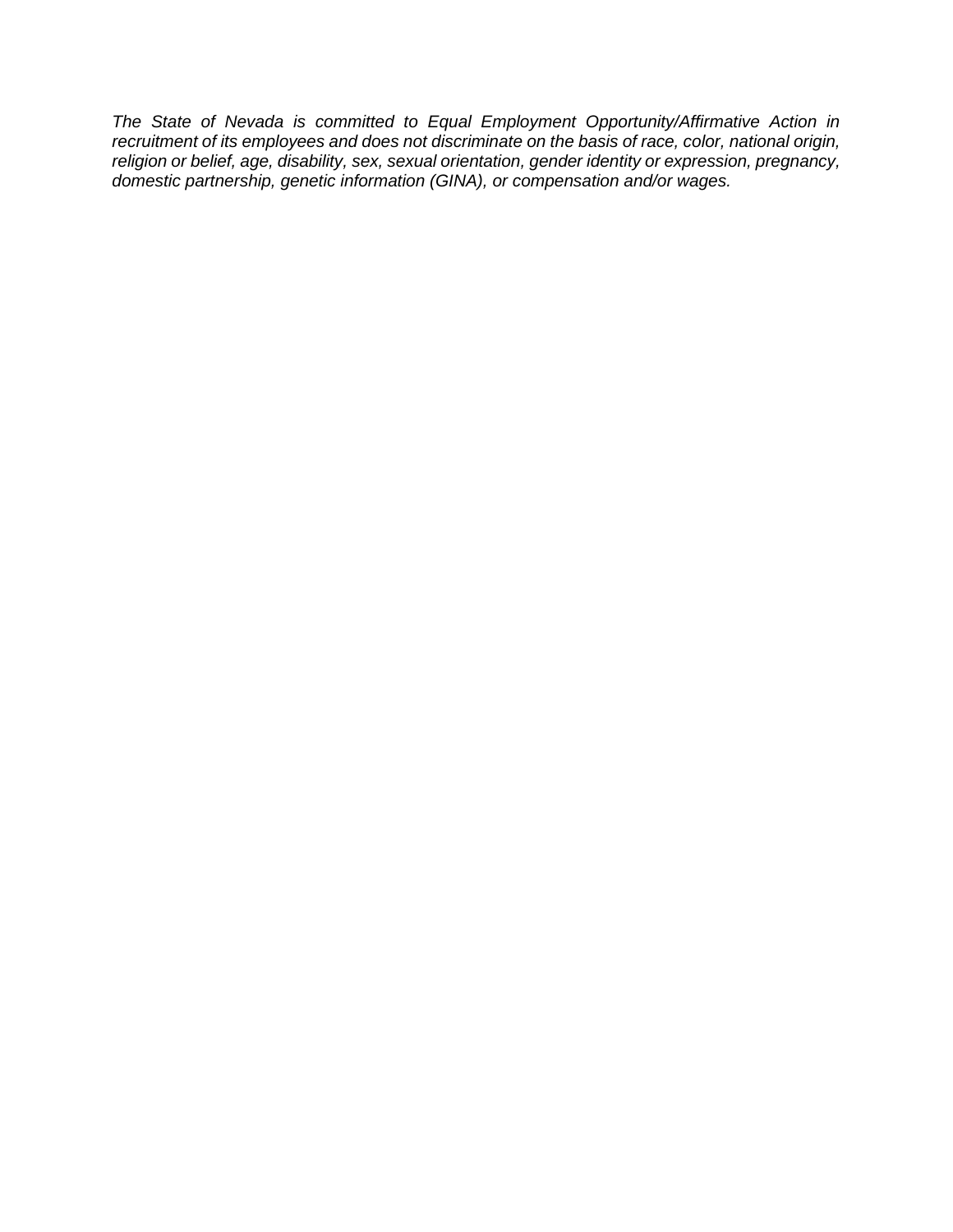*The State of Nevada is committed to Equal Employment Opportunity/Affirmative Action in recruitment of its employees and does not discriminate on the basis of race, color, national origin, religion or belief, age, disability, sex, sexual orientation, gender identity or expression, pregnancy, domestic partnership, genetic information (GINA), or compensation and/or wages.*